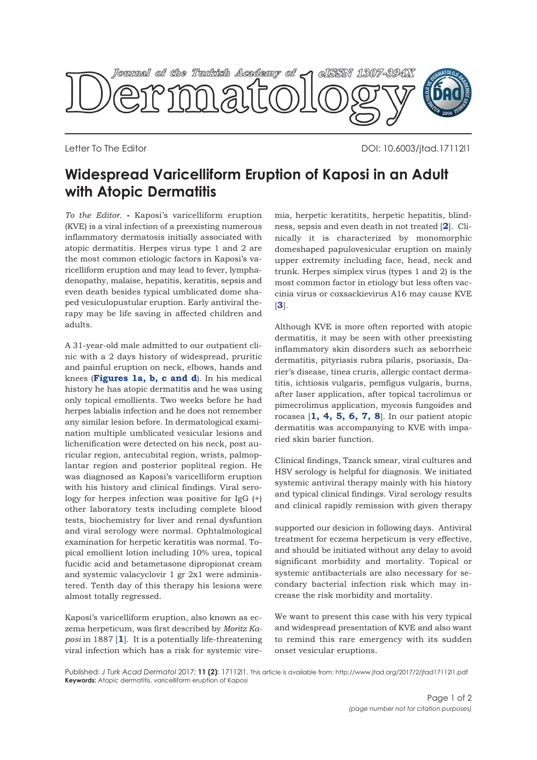Letter To The Editor

DOI: 10.6003/jtad.17112l1

# Widespread Varicelliform Eruption of Kaposi in an Adult with Atopic Dermatitis

*To the Editor.* **-** Kaposi's varicelliform eruption (KVE) is a viral infection of a preexisting numerous inflammatory dermatosis initially associated with atopic dermatitis. Herpes virus type 1 and 2 are the most common etiologic factors in Kaposi's varicelliform eruption and may lead to fever, lymphadenopathy, malaise, hepatitis, keratitis, sepsis and even death besides typical umblicated dome shaped vesiculopustular eruption. Early antiviral therapy may be life saving in affected children and adults.

A 31-year-old male admitted to our outpatient clinic with a 2 days history of widespread, pruritic and painful eruption on neck, elbows, hands and knees (**Figures 1a, b, c and d**). In his medical history he has atopic dermatitis and he was using only topical emollients. Two weeks before he had herpes labialis infection and he does not remember any similar lesion before. In dermatological examination multiple umblicated vesicular lesions and lichenification were detected on his neck, post auricular region, antecubital region, wrists, palmoplantar region and posterior popliteal region. He was diagnosed as Kaposi's varicelliform eruption with his history and clinical findings. Viral serology for herpes infection was positive for IgG (+) other laboratory tests including complete blood tests, biochemistry for liver and renal dysfuntion and viral serology were normal. Ophtalmological examination for herpetic keratitis was normal. Topical emollient lotion including 10% urea, topical fucidic acid and betametasone dipropionat cream and systemic valacyclovir 1 gr 2x1 were administered. Tenth day of this therapy his lesions were almost totally regressed.

Kaposi's varicelliform eruption, also known as eczema herpeticum, was first described by *Moritz Kaposi* in 1887 [**1**]. It is a potentially life-threatening viral infection which has a risk for systemic viremia, herpetic keratitits, herpetic hepatitis, blindness, sepsis and even death in not treated [**2**]. Clinically it is characterized by monomorphic domeshaped papulovesicular eruption on mainly upper extremity including face, head, neck and trunk. Herpes simplex virus (types 1 and 2) is the most common factor in etiology but less often vaccinia virus or coxsackievirus A16 may cause KVE [**3**].

Although KVE is more often reported with atopic dermatitis, it may be seen with other preexisting inflammatory skin disorders such as seborrheic dermatitis, pityriasis rubra pilaris, psoriasis, Darier's disease, tinea cruris, allergic contact dermatitis, ichtiosis vulgaris, pemfigus vulgaris, burns, after laser application, after topical tacrolimus or pimecrolimus application, mycosis fungoides and rocasea [**1, 4, 5, 6, 7, 8**]. In our patient atopic dermatitis was accompanying to KVE with impaired skin barier function.

Clinical findings, Tzanck smear, viral cultures and HSV serology is helpful for diagnosis. We initiated systemic antiviral therapy mainly with his history and typical clinical findings. Viral serology results and clinical rapidly remission with given therapy supported our desicion in following days. Antiviral treatment for eczema herpeticum is very effective, and should be initiated without any delay to avoid significant morbidity and mortality. Topical or systemic antibacterials are also necessary for secondary bacterial infection risk which may increase the risk morbidity and mortality.

We want to present this case with his very typical and widespread presentation of KVE and also want to remind this rare emergency with its sudden onset vesicular eruptions.

Published: *J Turk Acad Dermatol* 2017; **11 (2)**: 17112l1. This article is available from: http://www.jtad.org/2017/2/jtad17112l1.pdf

**Keywords:** Atopic dermatitis, varicelliform eruption of Kaposi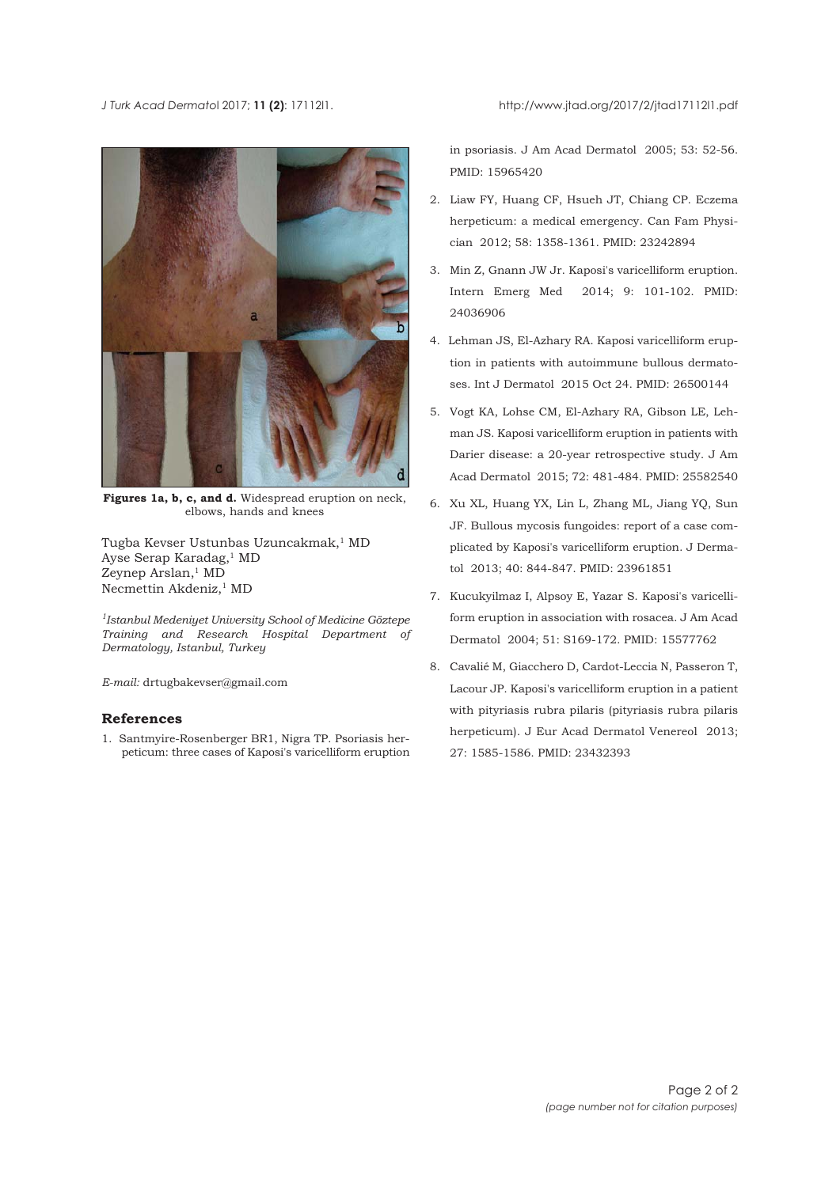**Figures 1a, b, c, and d.** Widespread eruption on neck, elbows, hands and knees

Tugba Kevser Ustunbas Uzuncakmak,[1] MD
Ayse Serap Karadag,[1] MD
Zeynep Arslan,[1] MD
Necmettin Akdeniz,[1] MD

*[1]Istanbul Medeniyet University School of Medicine Göztepe Training and Research Hospital Department of Dermatology, Istanbul, Turkey*

*E-mail:* drtugbakevser@gmail.com

## References

1. Santmyire-Rosenberger BR1, Nigra TP. Psoriasis herpeticum: three cases of Kaposi's varicelliform eruption in psoriasis. J Am Acad Dermatol 2005; 53: 52-56. PMID: 15965420
2. Liaw FY, Huang CF, Hsueh JT, Chiang CP. Eczema herpeticum: a medical emergency. Can Fam Physician 2012; 58: 1358-1361. PMID: 23242894
3. Min Z, Gnann JW Jr. Kaposi's varicelliform eruption. Intern Emerg Med 2014; 9: 101-102. PMID: 24036906
4. Lehman JS, El-Azhary RA. Kaposi varicelliform eruption in patients with autoimmune bullous dermatoses. Int J Dermatol 2015 Oct 24. PMID: 26500144
5. Vogt KA, Lohse CM, El-Azhary RA, Gibson LE, Lehman JS. Kaposi varicelliform eruption in patients with Darier disease: a 20-year retrospective study. J Am Acad Dermatol 2015; 72: 481-484. PMID: 25582540
6. Xu XL, Huang YX, Lin L, Zhang ML, Jiang YQ, Sun JF. Bullous mycosis fungoides: report of a case complicated by Kaposi's varicelliform eruption. J Dermatol 2013; 40: 844-847. PMID: 23961851
7. Kucukyilmaz I, Alpsoy E, Yazar S. Kaposi's varicelliform eruption in association with rosacea. J Am Acad Dermatol 2004; 51: S169-172. PMID: 15577762
8. Cavalié M, Giacchero D, Cardot-Leccia N, Passeron T, Lacour JP. Kaposi's varicelliform eruption in a patient with pityriasis rubra pilaris (pityriasis rubra pilaris herpeticum). J Eur Acad Dermatol Venereol 2013; 27: 1585-1586. PMID: 23432393